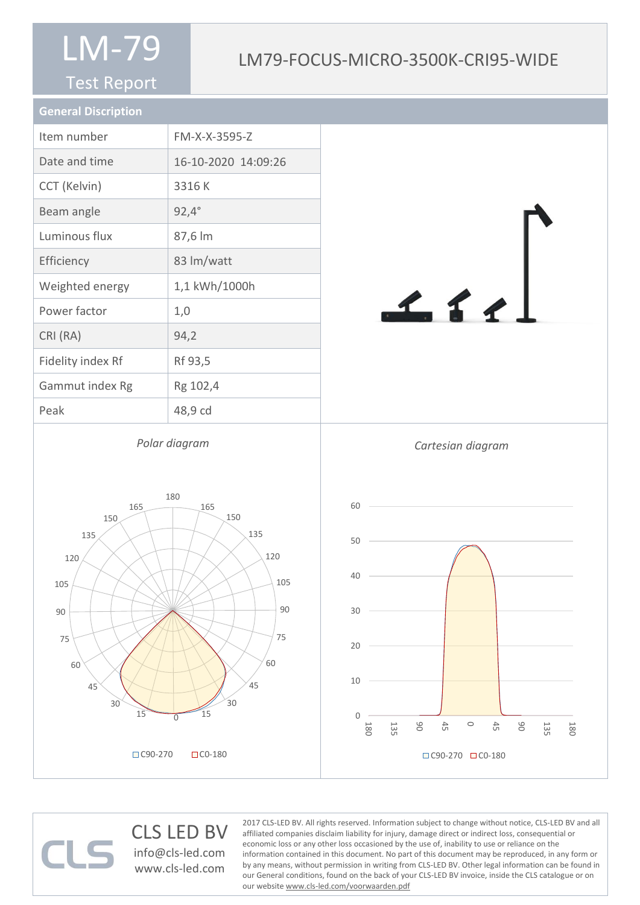# LM-79

Test Report

## LM79-FOCUS-MICRO-3500K-CRI95-WIDE

### General Discription

| Item number | FM-X-X-3595-Z |
| --- | --- |
| Date and time | 16-10-2020 14:09:26 |
| CCT (Kelvin) | 3316 K |
| Beam angle | 92,4° |
| Luminous flux | 87,6 lm |
| Efficiency | 83 lm/watt |
| Weighted energy | 1,1 kWh/1000h |
| Power factor | 1,0 |
| CRI (RA) | 94,2 |
| Fidelity index Rf | Rf 93,5 |
| Gammut index Rg | Rg 102,4 |
| Peak | 48,9 cd |

*Polar diagram*

C90-270 C0-180

*Cartesian diagram*

C90-270 C0-180

CLS LED BV
info@cls-led.com
www.cls-led.com

2017 CLS-LED BV. All rights reserved. Information subject to change without notice, CLS-LED BV and all affiliated companies disclaim liability for injury, damage direct or indirect loss, consequential or economic loss or any other loss occasioned by the use of, inability to use or reliance on the information contained in this document. No part of this document may be reproduced, in any form or by any means, without permission in writing from CLS-LED BV. Other legal information can be found in our General conditions, found on the back of your CLS-LED BV invoice, inside the CLS catalogue or on our website www.cls-led.com/voorwaarden.pdf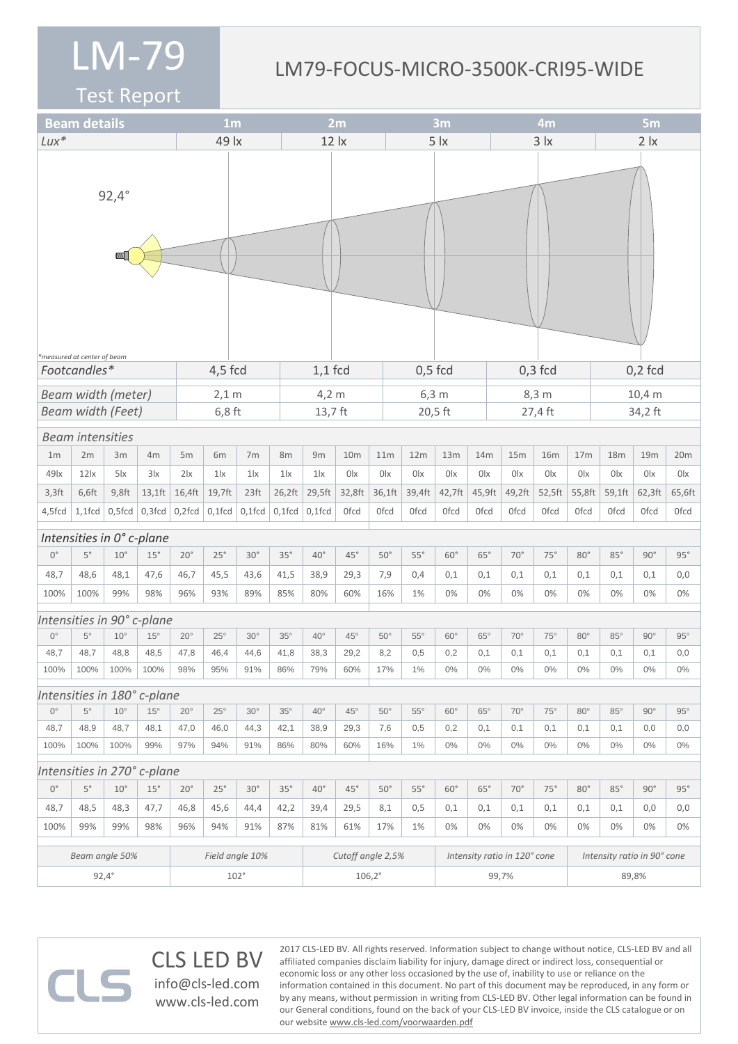# LM-79

## Test Report

## LM79-FOCUS-MICRO-3500K-CRI95-WIDE

| Beam details | 1m | 2m | 3m | 4m | 5m |
|---|---|---|---|---|---|
| *Lux** | 49 lx | 12 lx | 5 lx | 3 lx | 2 lx |

92,4°

*measured at center of beam

| | 1m | 2m | 3m | 4m | 5m |
|---|---|---|---|---|---|
| *Footcandles** | 4,5 fcd | 1,1 fcd | 0,5 fcd | 0,3 fcd | 0,2 fcd |
| *Beam width (meter)* | 2,1 m | 4,2 m | 6,3 m | 8,3 m | 10,4 m |
| *Beam width (Feet)* | 6,8 ft | 13,7 ft | 20,5 ft | 27,4 ft | 34,2 ft |

*Beam intensities*

| 1m | 2m | 3m | 4m | 5m | 6m | 7m | 8m | 9m | 10m | 11m | 12m | 13m | 14m | 15m | 16m | 17m | 18m | 19m | 20m |
|---|---|---|---|---|---|---|---|---|---|---|---|---|---|---|---|---|---|---|---|
| 49lx | 12lx | 5lx | 3lx | 2lx | 1lx | 1lx | 1lx | 1lx | 0lx | 0lx | 0lx | 0lx | 0lx | 0lx | 0lx | 0lx | 0lx | 0lx | 0lx |
| 3,3ft | 6,6ft | 9,8ft | 13,1ft | 16,4ft | 19,7ft | 23ft | 26,2ft | 29,5ft | 32,8ft | 36,1ft | 39,4ft | 42,7ft | 45,9ft | 49,2ft | 52,5ft | 55,8ft | 59,1ft | 62,3ft | 65,6ft |
| 4,5fcd | 1,1fcd | 0,5fcd | 0,3fcd | 0,2fcd | 0,1fcd | 0,1fcd | 0,1fcd | 0,1fcd | 0fcd | 0fcd | 0fcd | 0fcd | 0fcd | 0fcd | 0fcd | 0fcd | 0fcd | 0fcd | 0fcd |

*Intensities in 0° c-plane*

| 0° | 5° | 10° | 15° | 20° | 25° | 30° | 35° | 40° | 45° | 50° | 55° | 60° | 65° | 70° | 75° | 80° | 85° | 90° | 95° |
|---|---|---|---|---|---|---|---|---|---|---|---|---|---|---|---|---|---|---|---|
| 48,7 | 48,6 | 48,1 | 47,6 | 46,7 | 45,5 | 43,6 | 41,5 | 38,9 | 29,3 | 7,9 | 0,4 | 0,1 | 0,1 | 0,1 | 0,1 | 0,1 | 0,1 | 0,1 | 0,0 |
| 100% | 100% | 99% | 98% | 96% | 93% | 89% | 85% | 80% | 60% | 16% | 1% | 0% | 0% | 0% | 0% | 0% | 0% | 0% | 0% |

*Intensities in 90° c-plane*

| 0° | 5° | 10° | 15° | 20° | 25° | 30° | 35° | 40° | 45° | 50° | 55° | 60° | 65° | 70° | 75° | 80° | 85° | 90° | 95° |
|---|---|---|---|---|---|---|---|---|---|---|---|---|---|---|---|---|---|---|---|
| 48,7 | 48,7 | 48,8 | 48,5 | 47,8 | 46,4 | 44,6 | 41,8 | 38,3 | 29,2 | 8,2 | 0,5 | 0,2 | 0,1 | 0,1 | 0,1 | 0,1 | 0,1 | 0,1 | 0,0 |
| 100% | 100% | 100% | 100% | 98% | 95% | 91% | 86% | 79% | 60% | 17% | 1% | 0% | 0% | 0% | 0% | 0% | 0% | 0% | 0% |

*Intensities in 180° c-plane*

| 0° | 5° | 10° | 15° | 20° | 25° | 30° | 35° | 40° | 45° | 50° | 55° | 60° | 65° | 70° | 75° | 80° | 85° | 90° | 95° |
|---|---|---|---|---|---|---|---|---|---|---|---|---|---|---|---|---|---|---|---|
| 48,7 | 48,9 | 48,7 | 48,1 | 47,0 | 46,0 | 44,3 | 42,1 | 38,9 | 29,3 | 7,6 | 0,5 | 0,2 | 0,1 | 0,1 | 0,1 | 0,1 | 0,1 | 0,0 | 0,0 |
| 100% | 100% | 100% | 99% | 97% | 94% | 91% | 86% | 80% | 60% | 16% | 1% | 0% | 0% | 0% | 0% | 0% | 0% | 0% | 0% |

*Intensities in 270° c-plane*

| 0° | 5° | 10° | 15° | 20° | 25° | 30° | 35° | 40° | 45° | 50° | 55° | 60° | 65° | 70° | 75° | 80° | 85° | 90° | 95° |
|---|---|---|---|---|---|---|---|---|---|---|---|---|---|---|---|---|---|---|---|
| 48,7 | 48,5 | 48,3 | 47,7 | 46,8 | 45,6 | 44,4 | 42,2 | 39,4 | 29,5 | 8,1 | 0,5 | 0,1 | 0,1 | 0,1 | 0,1 | 0,1 | 0,1 | 0,0 | 0,0 |
| 100% | 99% | 99% | 98% | 96% | 94% | 91% | 87% | 81% | 61% | 17% | 1% | 0% | 0% | 0% | 0% | 0% | 0% | 0% | 0% |

| *Beam angle 50%* | *Field angle 10%* | *Cutoff angle 2,5%* | *Intensity ratio in 120° cone* | *Intensity ratio in 90° cone* |
|---|---|---|---|---|
| 92,4° | 102° | 106,2° | 99,7% | 89,8% |

CLS LED BV
info@cls-led.com
www.cls-led.com

2017 CLS-LED BV. All rights reserved. Information subject to change without notice, CLS-LED BV and all affiliated companies disclaim liability for injury, damage direct or indirect loss, consequential or economic loss or any other loss occasioned by the use of, inability to use or reliance on the information contained in this document. No part of this document may be reproduced, in any form or by any means, without permission in writing from CLS-LED BV. Other legal information can be found in our General conditions, found on the back of your CLS-LED BV invoice, inside the CLS catalogue or on our website www.cls-led.com/voorwaarden.pdf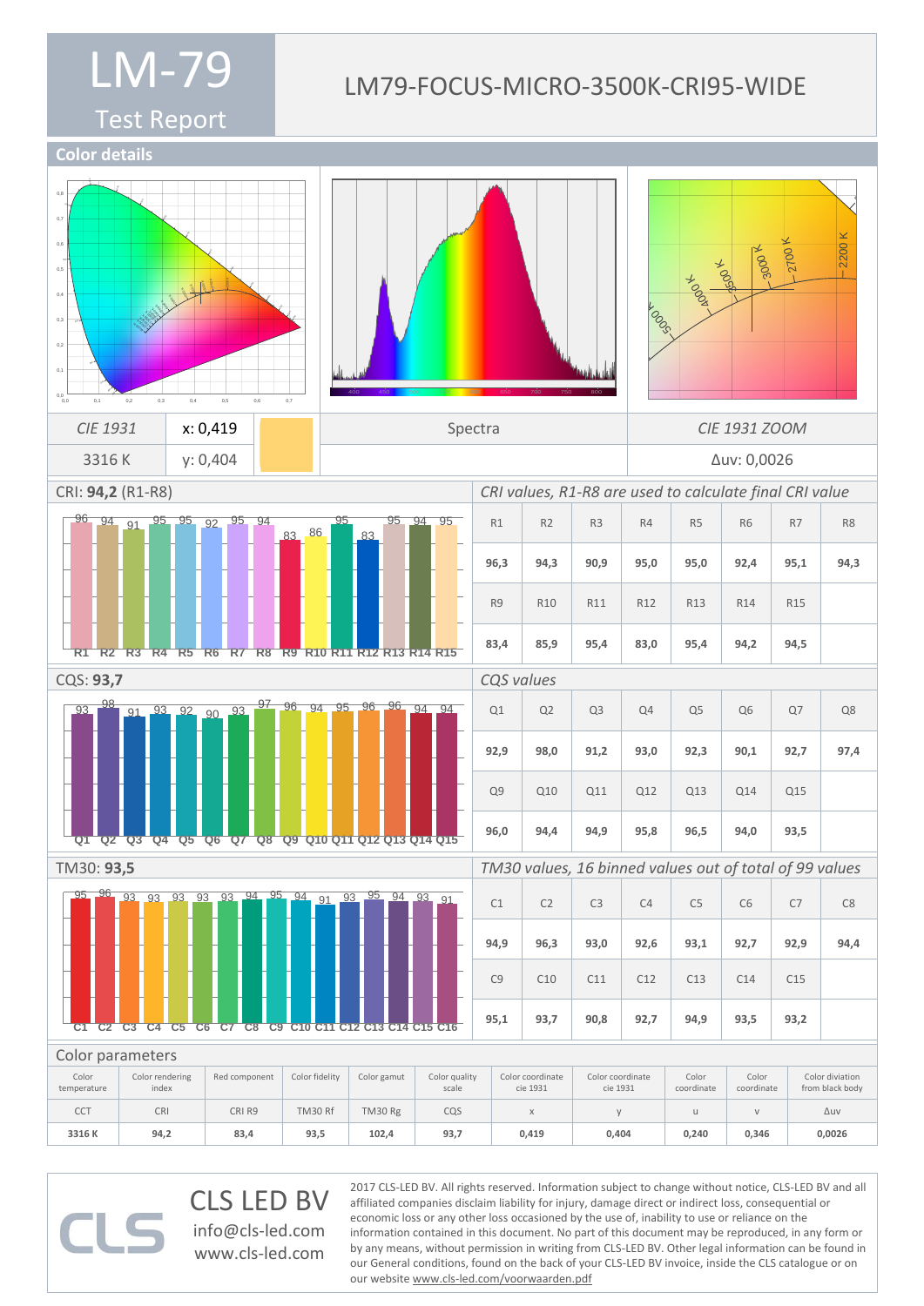# LM-79

Test Report

## LM79-FOCUS-MICRO-3500K-CRI95-WIDE

### Color details

| CIE 1931 | x: 0,419 | | Spectra | CIE 1931 ZOOM |
|---|---|---|---|---|
| 3316 K | y: 0,404 | | | Δuv: 0,0026 |

### CRI: **94,2** (R1-R8)

*CRI values, R1-R8 are used to calculate final CRI value*

| R1 | R2 | R3 | R4 | R5 | R6 | R7 | R8 |
|---|---|---|---|---|---|---|---|
| 96,3 | 94,3 | 90,9 | 95,0 | 95,0 | 92,4 | 95,1 | 94,3 |
| R9 | R10 | R11 | R12 | R13 | R14 | R15 | |
| 83,4 | 85,9 | 95,4 | 83,0 | 95,4 | 94,2 | 94,5 | |

### CQS: **93,7**

*CQS values*

| Q1 | Q2 | Q3 | Q4 | Q5 | Q6 | Q7 | Q8 |
|---|---|---|---|---|---|---|---|
| 92,9 | 98,0 | 91,2 | 93,0 | 92,3 | 90,1 | 92,7 | 97,4 |
| Q9 | Q10 | Q11 | Q12 | Q13 | Q14 | Q15 | |
| 96,0 | 94,4 | 94,9 | 95,8 | 96,5 | 94,0 | 93,5 | |

### TM30: **93,5**

*TM30 values, 16 binned values out of total of 99 values*

| C1 | C2 | C3 | C4 | C5 | C6 | C7 | C8 |
|---|---|---|---|---|---|---|---|
| 94,9 | 96,3 | 93,0 | 92,6 | 93,1 | 92,7 | 92,9 | 94,4 |
| C9 | C10 | C11 | C12 | C13 | C14 | C15 | |
| 95,1 | 93,7 | 90,8 | 92,7 | 94,9 | 93,5 | 93,2 | |

### Color parameters

| Color temperature | Color rendering index | Red component | Color fidelity | Color gamut | Color quality scale | Color coordinate cie 1931 | Color coordinate cie 1931 | Color coordinate | Color coordinate | Color diviation from black body |
|---|---|---|---|---|---|---|---|---|---|---|
| CCT | CRI | CRI R9 | TM30 Rf | TM30 Rg | CQS | x | y | u | v | Δuv |
| **3316 K** | **94,2** | **83,4** | **93,5** | **102,4** | **93,7** | **0,419** | **0,404** | **0,240** | **0,346** | **0,0026** |

CLS LED BV
info@cls-led.com
www.cls-led.com

2017 CLS-LED BV. All rights reserved. Information subject to change without notice, CLS-LED BV and all affiliated companies disclaim liability for injury, damage direct or indirect loss, consequential or economic loss or any other loss occasioned by the use of, inability to use or reliance on the information contained in this document. No part of this document may be reproduced, in any form or by any means, without permission in writing from CLS-LED BV. Other legal information can be found in our General conditions, found on the back of your CLS-LED BV invoice, inside the CLS catalogue or on our website www.cls-led.com/voorwaarden.pdf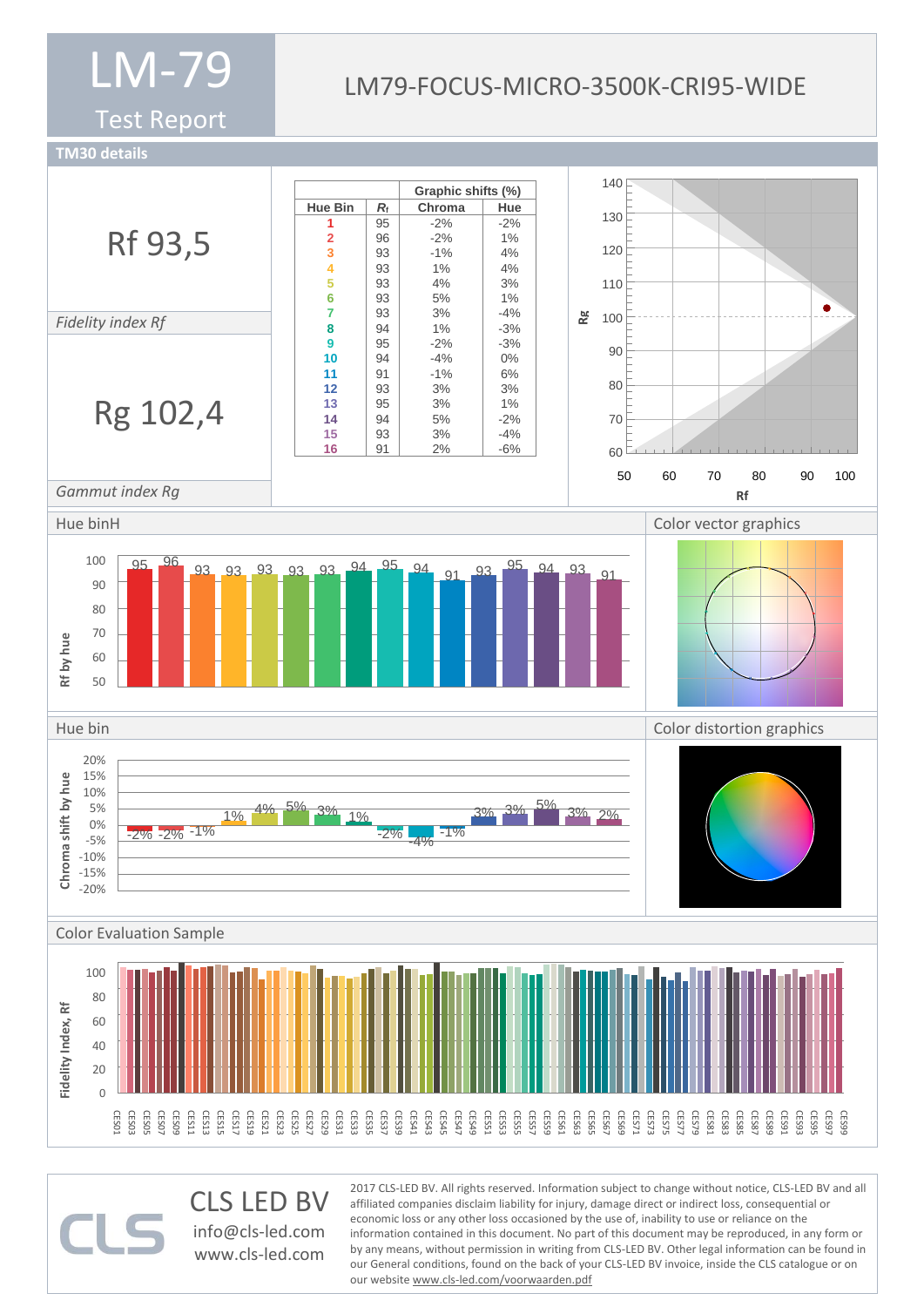# LM-79 Test Report

## LM79-FOCUS-MICRO-3500K-CRI95-WIDE

## TM30 details

**Rf 93,5**

*Fidelity index Rf*

**Rg 102,4**

*Gammut index Rg*

| Hue Bin | $R_f$ | Graphic shifts (%) Chroma | Hue |
|---|---|---|---|
| 1 | 95 | -2% | -2% |
| 2 | 96 | -2% | 1% |
| 3 | 93 | -1% | 4% |
| 4 | 93 | 1% | 4% |
| 5 | 93 | 4% | 3% |
| 6 | 93 | 5% | 1% |
| 7 | 93 | 3% | -4% |
| 8 | 94 | 1% | -3% |
| 9 | 95 | -2% | -3% |
| 10 | 94 | -4% | 0% |
| 11 | 91 | -1% | 6% |
| 12 | 93 | 3% | 3% |
| 13 | 95 | 3% | 1% |
| 14 | 94 | 5% | -2% |
| 15 | 93 | 3% | -4% |
| 16 | 91 | 2% | -6% |

### Hue binH

### Color vector graphics

### Hue bin

### Color distortion graphics

### Color Evaluation Sample

**CLS LED BV**
info@cls-led.com
www.cls-led.com

2017 CLS-LED BV. All rights reserved. Information subject to change without notice, CLS-LED BV and all affiliated companies disclaim liability for injury, damage direct or indirect loss, consequential or economic loss or any other loss occasioned by the use of, inability to use or reliance on the information contained in this document. No part of this document may be reproduced, in any form or by any means, without permission in writing from CLS-LED BV. Other legal information can be found in our General conditions, found on the back of your CLS-LED BV invoice, inside the CLS catalogue or on our website www.cls-led.com/voorwaarden.pdf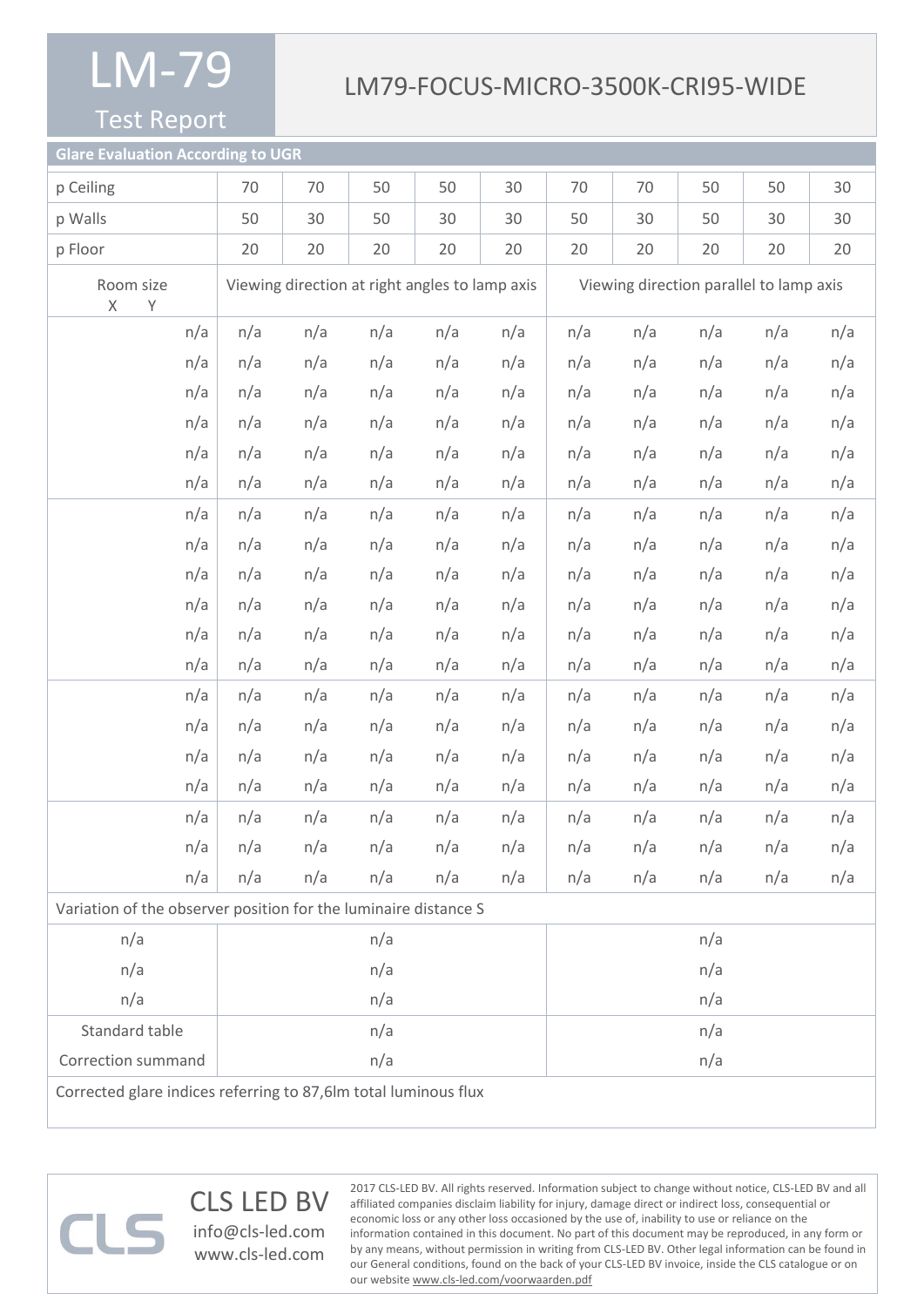# LM-79 Test Report

## LM79-FOCUS-MICRO-3500K-CRI95-WIDE

**Glare Evaluation According to UGR**

| | | | | | | | | | | |
|---|---|---|---|---|---|---|---|---|---|---|
| p Ceiling | 70 | 70 | 50 | 50 | 30 | 70 | 70 | 50 | 50 | 30 |
| p Walls | 50 | 30 | 50 | 30 | 30 | 50 | 30 | 50 | 30 | 30 |
| p Floor | 20 | 20 | 20 | 20 | 20 | 20 | 20 | 20 | 20 | 20 |
| Room size X Y | Viewing direction at right angles to lamp axis | | | | | Viewing direction parallel to lamp axis | | | | |
| n/a | n/a | n/a | n/a | n/a | n/a | n/a | n/a | n/a | n/a | n/a |
| n/a | n/a | n/a | n/a | n/a | n/a | n/a | n/a | n/a | n/a | n/a |
| n/a | n/a | n/a | n/a | n/a | n/a | n/a | n/a | n/a | n/a | n/a |
| n/a | n/a | n/a | n/a | n/a | n/a | n/a | n/a | n/a | n/a | n/a |
| n/a | n/a | n/a | n/a | n/a | n/a | n/a | n/a | n/a | n/a | n/a |
| n/a | n/a | n/a | n/a | n/a | n/a | n/a | n/a | n/a | n/a | n/a |
| n/a | n/a | n/a | n/a | n/a | n/a | n/a | n/a | n/a | n/a | n/a |
| n/a | n/a | n/a | n/a | n/a | n/a | n/a | n/a | n/a | n/a | n/a |
| n/a | n/a | n/a | n/a | n/a | n/a | n/a | n/a | n/a | n/a | n/a |
| n/a | n/a | n/a | n/a | n/a | n/a | n/a | n/a | n/a | n/a | n/a |
| n/a | n/a | n/a | n/a | n/a | n/a | n/a | n/a | n/a | n/a | n/a |
| n/a | n/a | n/a | n/a | n/a | n/a | n/a | n/a | n/a | n/a | n/a |
| n/a | n/a | n/a | n/a | n/a | n/a | n/a | n/a | n/a | n/a | n/a |
| n/a | n/a | n/a | n/a | n/a | n/a | n/a | n/a | n/a | n/a | n/a |
| n/a | n/a | n/a | n/a | n/a | n/a | n/a | n/a | n/a | n/a | n/a |
| n/a | n/a | n/a | n/a | n/a | n/a | n/a | n/a | n/a | n/a | n/a |
| n/a | n/a | n/a | n/a | n/a | n/a | n/a | n/a | n/a | n/a | n/a |
| n/a | n/a | n/a | n/a | n/a | n/a | n/a | n/a | n/a | n/a | n/a |
| n/a | n/a | n/a | n/a | n/a | n/a | n/a | n/a | n/a | n/a | n/a |
| Variation of the observer position for the luminaire distance S | | | | | | | | | | |
| n/a | n/a | | | | | n/a | | | | |
| n/a | n/a | | | | | n/a | | | | |
| n/a | n/a | | | | | n/a | | | | |
| Standard table | n/a | | | | | n/a | | | | |
| Correction summand | n/a | | | | | n/a | | | | |
| Corrected glare indices referring to 87,6lm total luminous flux | | | | | | | | | | |

CLS LED BV
info@cls-led.com
www.cls-led.com

2017 CLS-LED BV. All rights reserved. Information subject to change without notice, CLS-LED BV and all affiliated companies disclaim liability for injury, damage direct or indirect loss, consequential or economic loss or any other loss occasioned by the use of, inability to use or reliance on the information contained in this document. No part of this document may be reproduced, in any form or by any means, without permission in writing from CLS-LED BV. Other legal information can be found in our General conditions, found on the back of your CLS-LED BV invoice, inside the CLS catalogue or on our website www.cls-led.com/voorwaarden.pdf